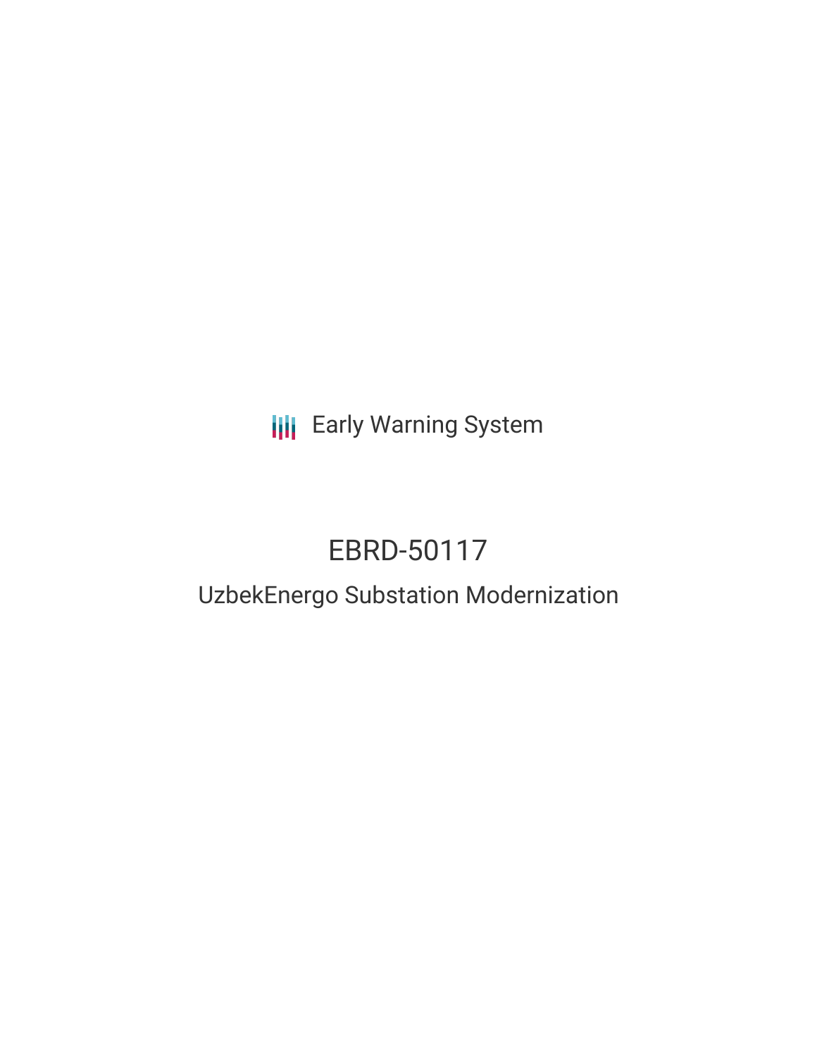Early Warning System

# EBRD-50117

## UzbekEnergo Substation Modernization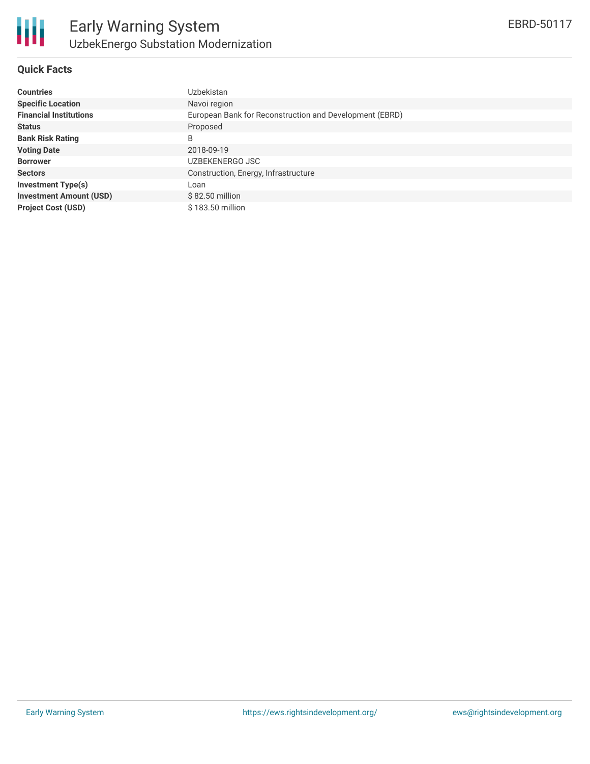# Early Warning System

## UzbekEnergo Substation Modernization

EBRD-50117

### Quick Facts

| | |
|---|---|
| **Countries** | Uzbekistan |
| **Specific Location** | Navoi region |
| **Financial Institutions** | European Bank for Reconstruction and Development (EBRD) |
| **Status** | Proposed |
| **Bank Risk Rating** | B |
| **Voting Date** | 2018-09-19 |
| **Borrower** | UZBEKENERGO JSC |
| **Sectors** | Construction, Energy, Infrastructure |
| **Investment Type(s)** | Loan |
| **Investment Amount (USD)** | $ 82.50 million |
| **Project Cost (USD)** | $ 183.50 million |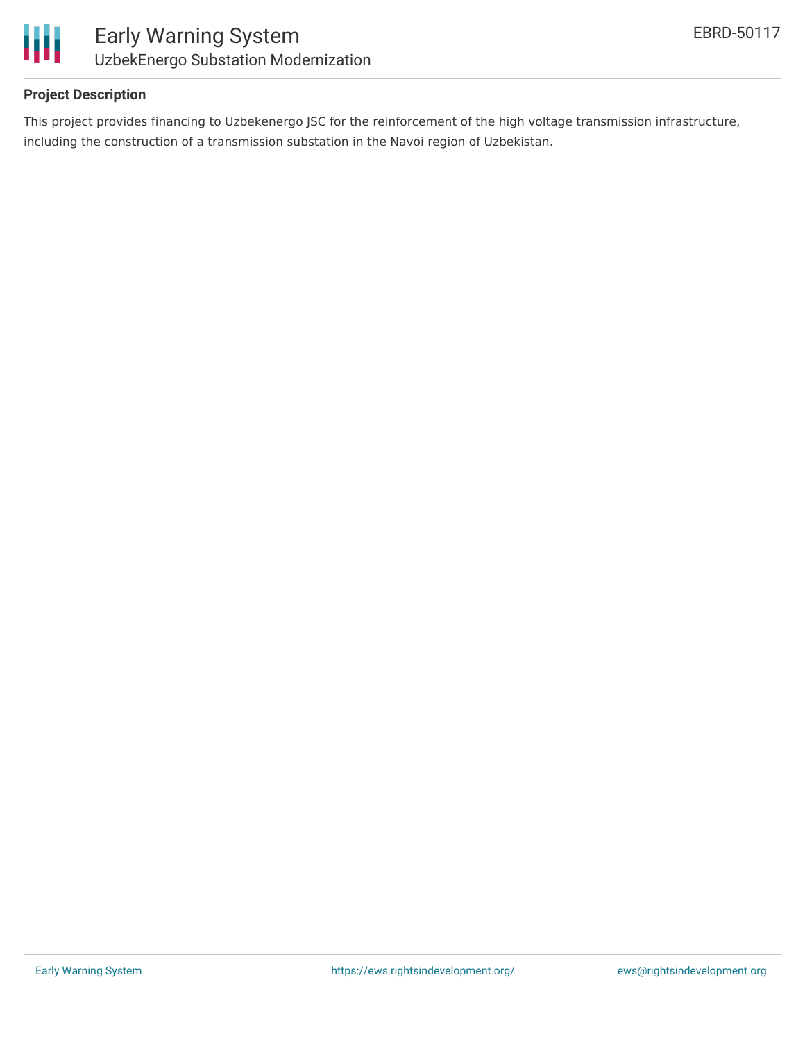## Project Description

This project provides financing to Uzbekenergo JSC for the reinforcement of the high voltage transmission infrastructure, including the construction of a transmission substation in the Navoi region of Uzbekistan.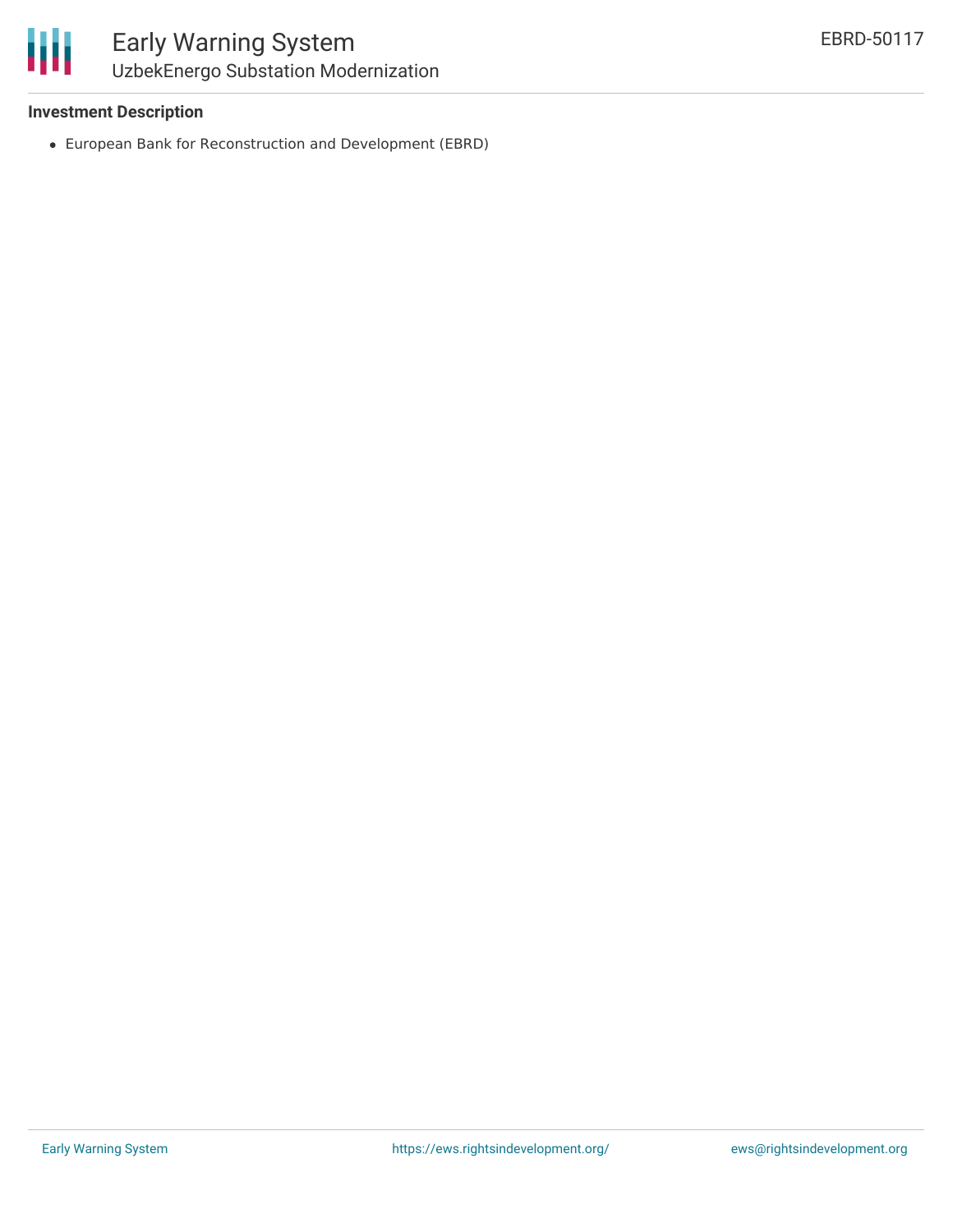**Investment Description**

- European Bank for Reconstruction and Development (EBRD)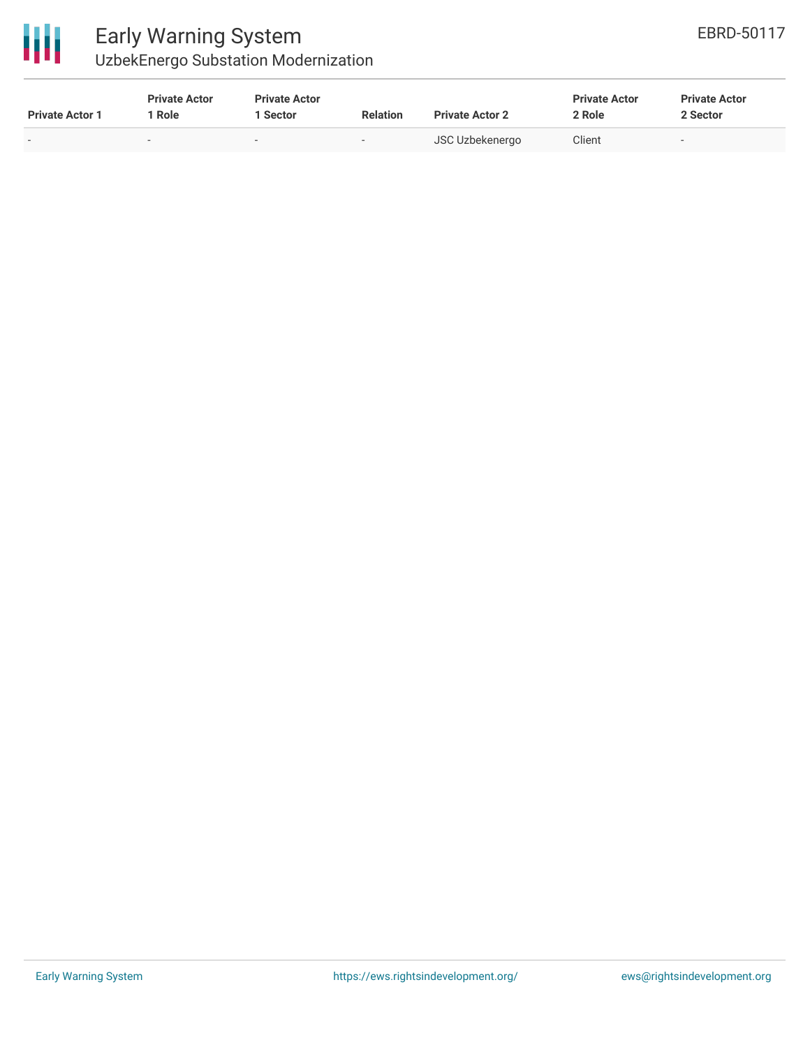| Private Actor 1 | Private Actor 1 Role | Private Actor 1 Sector | Relation | Private Actor 2 | Private Actor 2 Role | Private Actor 2 Sector |
|---|---|---|---|---|---|---|
| - | - | - | - | JSC Uzbekenergo | Client | - |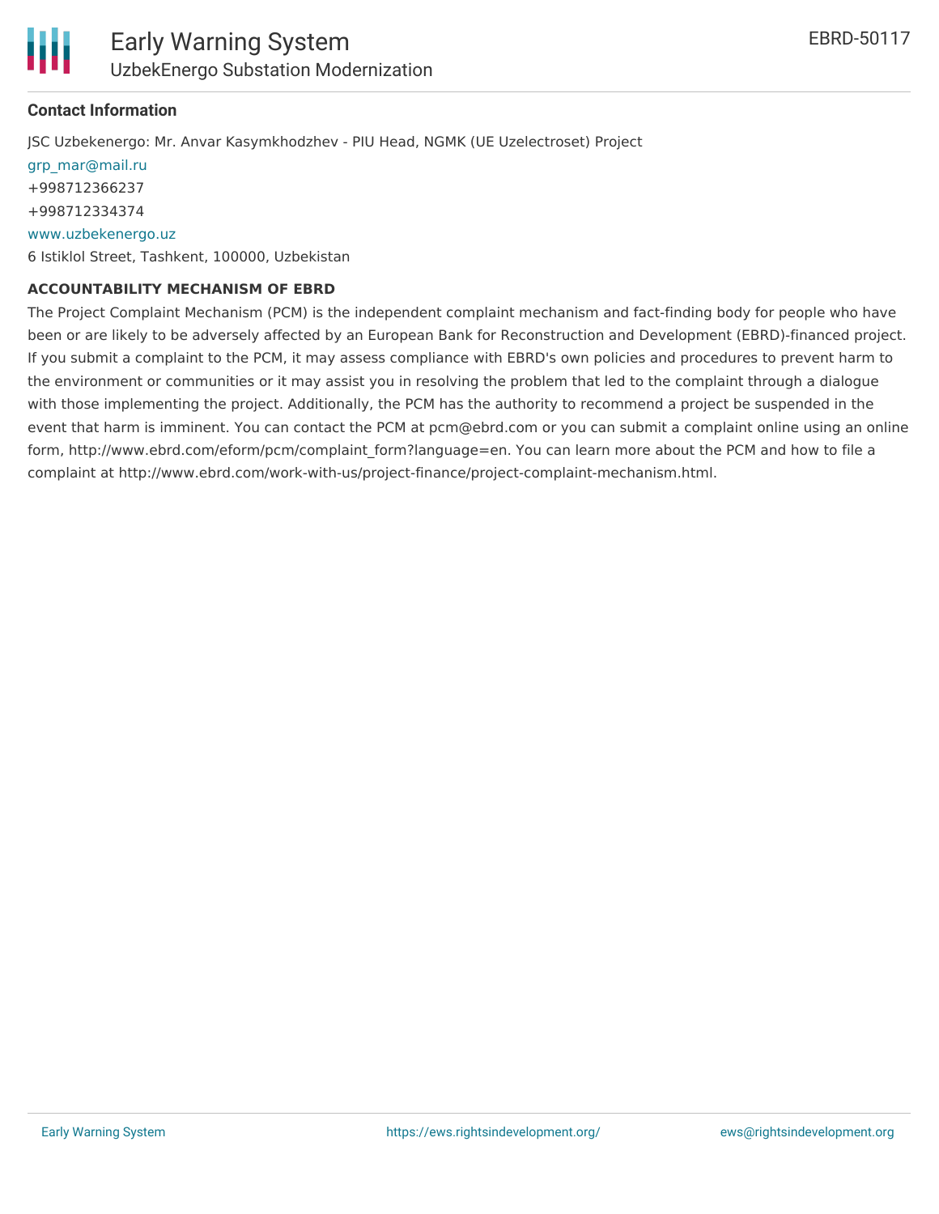### Contact Information

JSC Uzbekenergo: Mr. Anvar Kasymkhodzhev - PIU Head, NGMK (UE Uzelectroset) Project

grp_mar@mail.ru

+998712366237

+998712334374

www.uzbekenergo.uz

6 Istiklol Street, Tashkent, 100000, Uzbekistan

#### ACCOUNTABILITY MECHANISM OF EBRD

The Project Complaint Mechanism (PCM) is the independent complaint mechanism and fact-finding body for people who have been or are likely to be adversely affected by an European Bank for Reconstruction and Development (EBRD)-financed project. If you submit a complaint to the PCM, it may assess compliance with EBRD's own policies and procedures to prevent harm to the environment or communities or it may assist you in resolving the problem that led to the complaint through a dialogue with those implementing the project. Additionally, the PCM has the authority to recommend a project be suspended in the event that harm is imminent. You can contact the PCM at pcm@ebrd.com or you can submit a complaint online using an online form, http://www.ebrd.com/eform/pcm/complaint_form?language=en. You can learn more about the PCM and how to file a complaint at http://www.ebrd.com/work-with-us/project-finance/project-complaint-mechanism.html.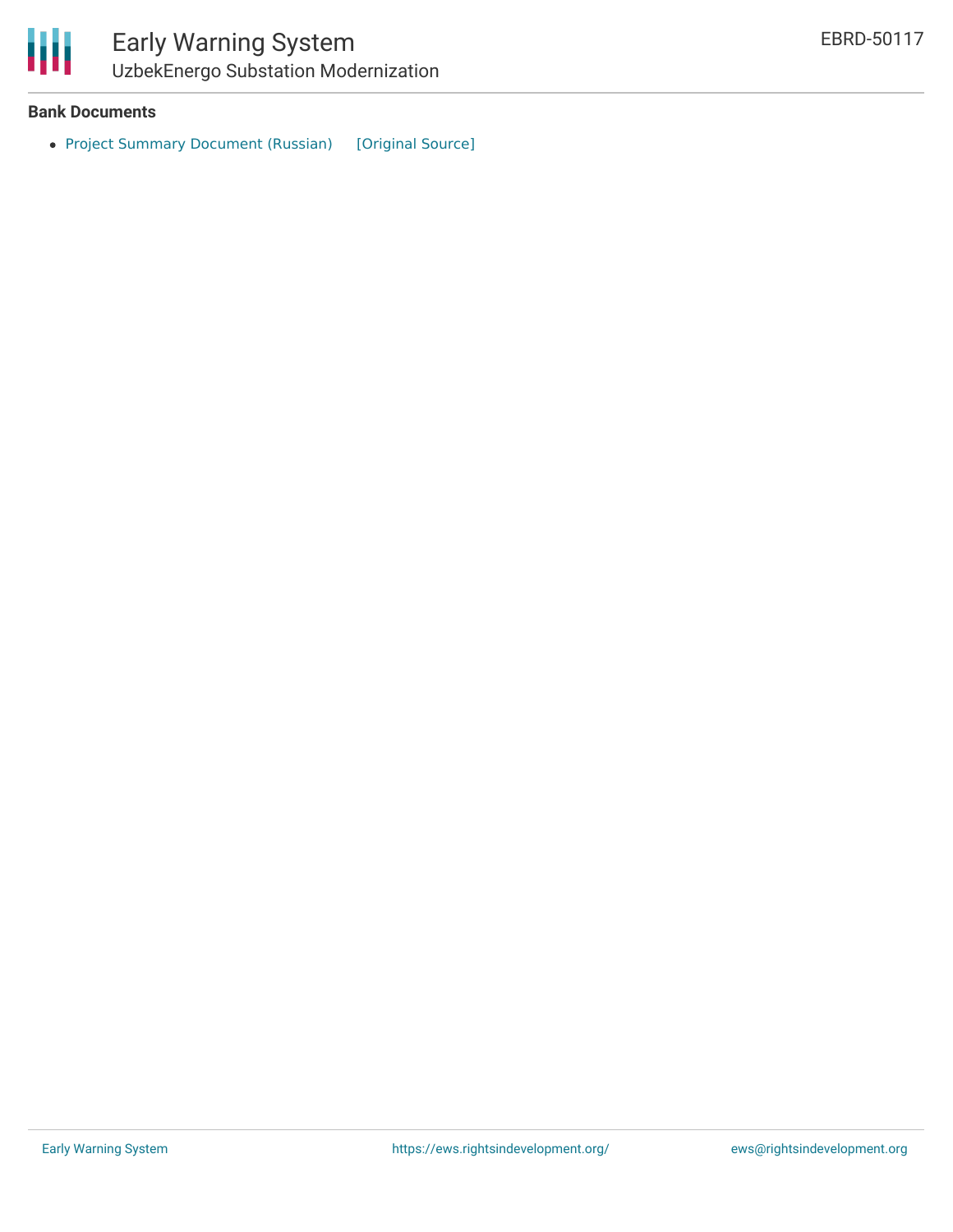**Bank Documents**

- Project Summary Document (Russian) [Original Source]